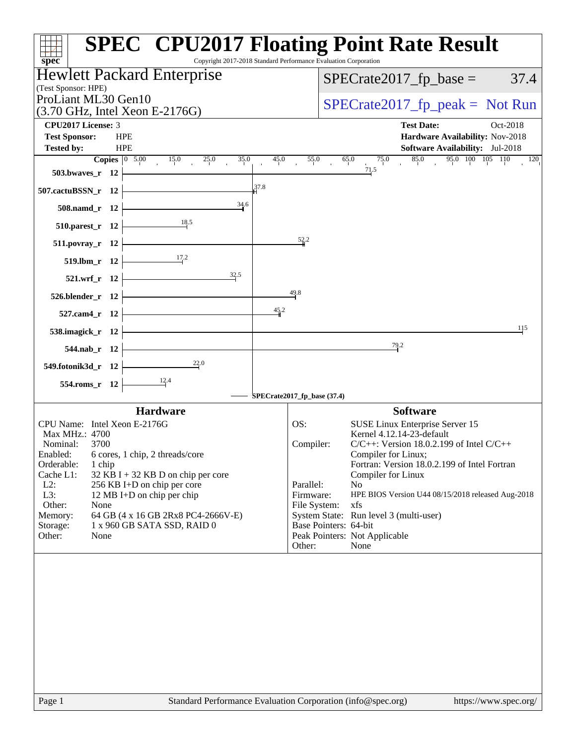# SPEC CPU2017 Floating Point Rate Result

Copyright 2017-2018 Standard Performance Evaluation Corporation

**Hewlett Packard Enterprise**
(Test Sponsor: HPE)
ProLiant ML30 Gen10
(3.70 GHz, Intel Xeon E-2176G)

SPECrate2017_fp_base = 37.4

SPECrate2017_fp_peak = Not Run

| | | | |
|---|---|---|---|
| **CPU2017 License:** | 3 | **Test Date:** | Oct-2018 |
| **Test Sponsor:** | HPE | **Hardware Availability:** | Nov-2018 |
| **Tested by:** | HPE | **Software Availability:** | Jul-2018 |

| Benchmark | Copies | Base |
|---|---|---|
| 503.bwaves_r | 12 | 71.5 |
| 507.cactuBSSN_r | 12 | 37.8 |
| 508.namd_r | 12 | 34.6 |
| 510.parest_r | 12 | 18.5 |
| 511.povray_r | 12 | 52.2 |
| 519.lbm_r | 12 | 17.2 |
| 521.wrf_r | 12 | 32.5 |
| 526.blender_r | 12 | 49.8 |
| 527.cam4_r | 12 | 45.2 |
| 538.imagick_r | 12 | 115 |
| 544.nab_r | 12 | 79.2 |
| 549.fotonik3d_r | 12 | 22.0 |
| 554.roms_r | 12 | 12.4 |

SPECrate2017_fp_base (37.4)

## Hardware

| | |
|---|---|
| CPU Name: | Intel Xeon E-2176G |
| Max MHz.: | 4700 |
| Nominal: | 3700 |
| Enabled: | 6 cores, 1 chip, 2 threads/core |
| Orderable: | 1 chip |
| Cache L1: | 32 KB I + 32 KB D on chip per core |
| L2: | 256 KB I+D on chip per core |
| L3: | 12 MB I+D on chip per chip |
| Other: | None |
| Memory: | 64 GB (4 x 16 GB 2Rx8 PC4-2666V-E) |
| Storage: | 1 x 960 GB SATA SSD, RAID 0 |
| Other: | None |

## Software

| | |
|---|---|
| OS: | SUSE Linux Enterprise Server 15<br>Kernel 4.12.14-23-default |
| Compiler: | C/C++: Version 18.0.2.199 of Intel C/C++ Compiler for Linux;<br>Fortran: Version 18.0.2.199 of Intel Fortran Compiler for Linux |
| Parallel: | No |
| Firmware: | HPE BIOS Version U44 08/15/2018 released Aug-2018 |
| File System: | xfs |
| System State: | Run level 3 (multi-user) |
| Base Pointers: | 64-bit |
| Peak Pointers: | Not Applicable |
| Other: | None |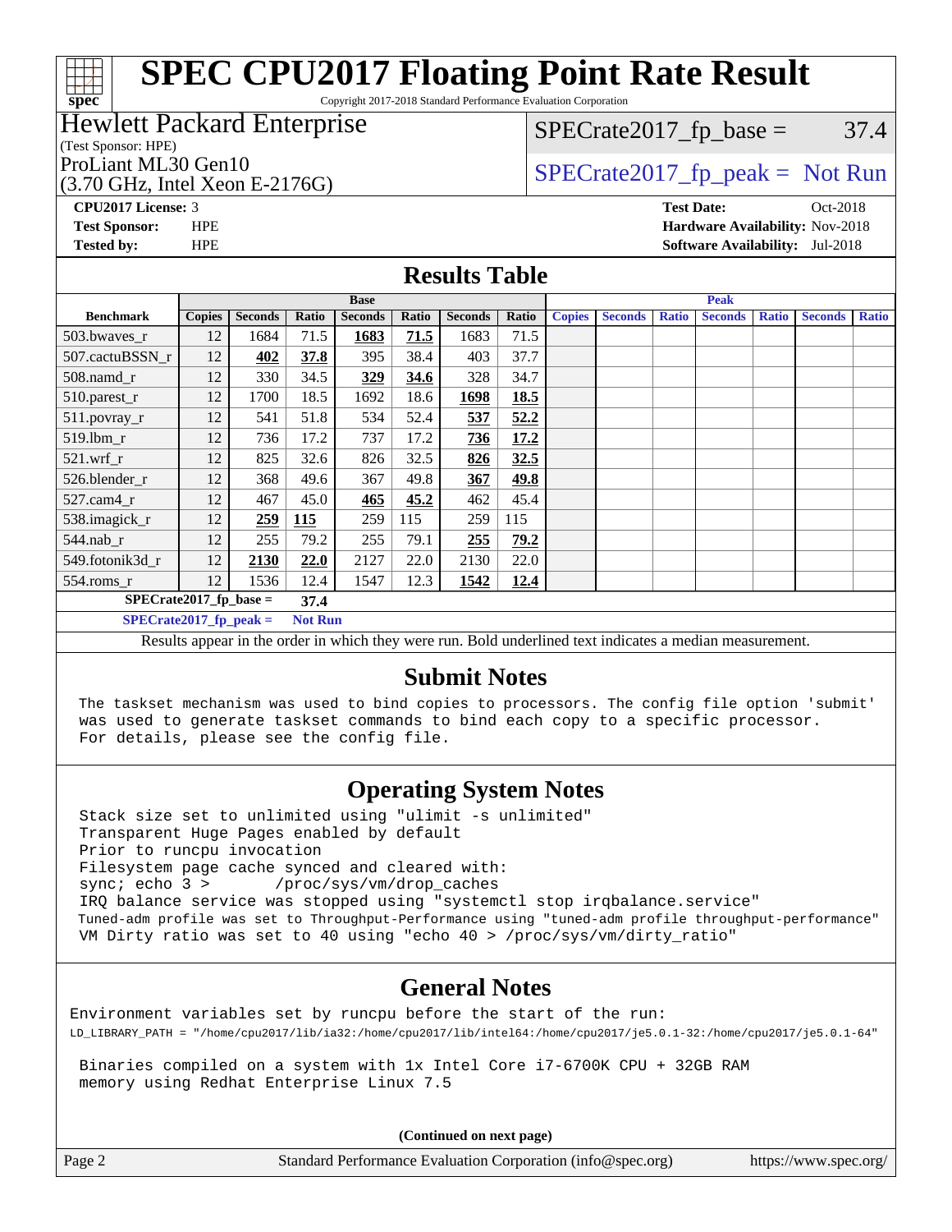# SPEC CPU2017 Floating Point Rate Result

Copyright 2017-2018 Standard Performance Evaluation Corporation

**Hewlett Packard Enterprise**
(Test Sponsor: HPE)
ProLiant ML30 Gen10
(3.70 GHz, Intel Xeon E-2176G)

SPECrate2017_fp_base = 37.4

SPECrate2017_fp_peak = Not Run

**CPU2017 License:** 3
**Test Sponsor:** HPE
**Tested by:** HPE

**Test Date:** Oct-2018
**Hardware Availability:** Nov-2018
**Software Availability:** Jul-2018

## Results Table

| Benchmark | Base | | | | | | | Peak | | | | | | |
|---|---|---|---|---|---|---|---|---|---|---|---|---|---|---|
| | Copies | Seconds | Ratio | Seconds | Ratio | Seconds | Ratio | Copies | Seconds | Ratio | Seconds | Ratio | Seconds | Ratio |
| 503.bwaves_r | 12 | 1684 | 71.5 | **1683** | **71.5** | 1683 | 71.5 | | | | | | | |
| 507.cactuBSSN_r | 12 | **402** | **37.8** | 395 | 38.4 | 403 | 37.7 | | | | | | | |
| 508.namd_r | 12 | 330 | 34.5 | **329** | **34.6** | 328 | 34.7 | | | | | | | |
| 510.parest_r | 12 | 1700 | 18.5 | 1692 | 18.6 | **1698** | **18.5** | | | | | | | |
| 511.povray_r | 12 | 541 | 51.8 | 534 | 52.4 | **537** | **52.2** | | | | | | | |
| 519.lbm_r | 12 | 736 | 17.2 | 737 | 17.2 | **736** | **17.2** | | | | | | | |
| 521.wrf_r | 12 | 825 | 32.6 | 826 | 32.5 | **826** | **32.5** | | | | | | | |
| 526.blender_r | 12 | 368 | 49.6 | 367 | 49.8 | **367** | **49.8** | | | | | | | |
| 527.cam4_r | 12 | 467 | 45.0 | **465** | **45.2** | 462 | 45.4 | | | | | | | |
| 538.imagick_r | 12 | **259** | **115** | 259 | 115 | 259 | 115 | | | | | | | |
| 544.nab_r | 12 | 255 | 79.2 | 255 | 79.1 | **255** | **79.2** | | | | | | | |
| 549.fotonik3d_r | 12 | **2130** | **22.0** | 2127 | 22.0 | 2130 | 22.0 | | | | | | | |
| 554.roms_r | 12 | 1536 | 12.4 | 1547 | 12.3 | **1542** | **12.4** | | | | | | | |

**SPECrate2017_fp_base = 37.4**

**SPECrate2017_fp_peak = Not Run**

Results appear in the order in which they were run. Bold underlined text indicates a median measurement.

## Submit Notes

```
The taskset mechanism was used to bind copies to processors. The config file option 'submit'
was used to generate taskset commands to bind each copy to a specific processor.
For details, please see the config file.
```

## Operating System Notes

```
Stack size set to unlimited using "ulimit -s unlimited"
Transparent Huge Pages enabled by default
Prior to runcpu invocation
Filesystem page cache synced and cleared with:
sync; echo 3 >       /proc/sys/vm/drop_caches
IRQ balance service was stopped using "systemctl stop irqbalance.service"
Tuned-adm profile was set to Throughput-Performance using "tuned-adm profile throughput-performance"
VM Dirty ratio was set to 40 using "echo 40 > /proc/sys/vm/dirty_ratio"
```

## General Notes

```
Environment variables set by runcpu before the start of the run:
LD_LIBRARY_PATH = "/home/cpu2017/lib/ia32:/home/cpu2017/lib/intel64:/home/cpu2017/je5.0.1-32:/home/cpu2017/je5.0.1-64"

 Binaries compiled on a system with 1x Intel Core i7-6700K CPU + 32GB RAM
 memory using Redhat Enterprise Linux 7.5
```

**(Continued on next page)**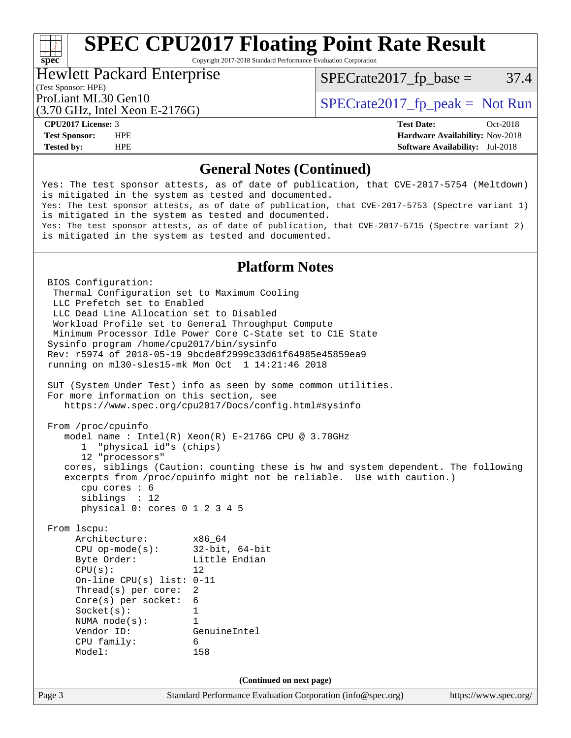## General Notes (Continued)

```
Yes: The test sponsor attests, as of date of publication, that CVE-2017-5754 (Meltdown)
is mitigated in the system as tested and documented.
Yes: The test sponsor attests, as of date of publication, that CVE-2017-5753 (Spectre variant 1)
is mitigated in the system as tested and documented.
Yes: The test sponsor attests, as of date of publication, that CVE-2017-5715 (Spectre variant 2)
is mitigated in the system as tested and documented.
```

## Platform Notes

```
BIOS Configuration:
 Thermal Configuration set to Maximum Cooling
 LLC Prefetch set to Enabled
 LLC Dead Line Allocation set to Disabled
 Workload Profile set to General Throughput Compute
 Minimum Processor Idle Power Core C-State set to C1E State
Sysinfo program /home/cpu2017/bin/sysinfo
Rev: r5974 of 2018-05-19 9bcde8f2999c33d61f64985e45859ea9
running on ml30-sles15-mk Mon Oct  1 14:21:46 2018

SUT (System Under Test) info as seen by some common utilities.
For more information on this section, see
   https://www.spec.org/cpu2017/Docs/config.html#sysinfo

From /proc/cpuinfo
   model name : Intel(R) Xeon(R) E-2176G CPU @ 3.70GHz
      1  "physical id"s (chips)
      12 "processors"
   cores, siblings (Caution: counting these is hw and system dependent. The following
   excerpts from /proc/cpuinfo might not be reliable.  Use with caution.)
      cpu cores : 6
      siblings  : 12
      physical 0: cores 0 1 2 3 4 5

From lscpu:
     Architecture:        x86_64
     CPU op-mode(s):      32-bit, 64-bit
     Byte Order:          Little Endian
     CPU(s):              12
     On-line CPU(s) list: 0-11
     Thread(s) per core:  2
     Core(s) per socket:  6
     Socket(s):           1
     NUMA node(s):        1
     Vendor ID:           GenuineIntel
     CPU family:          6
     Model:               158
```

(Continued on next page)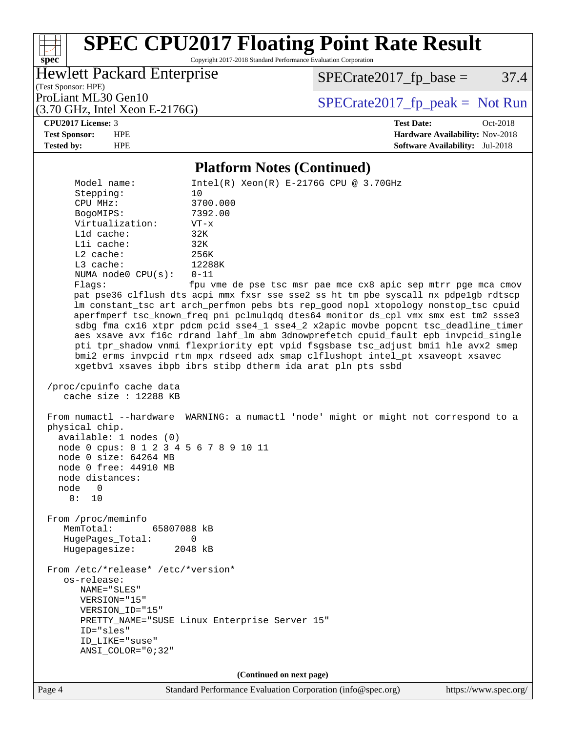## Platform Notes (Continued)

```
     Model name:          Intel(R) Xeon(R) E-2176G CPU @ 3.70GHz
     Stepping:            10
     CPU MHz:             3700.000
     BogoMIPS:            7392.00
     Virtualization:      VT-x
     L1d cache:           32K
     L1i cache:           32K
     L2 cache:            256K
     L3 cache:            12288K
     NUMA node0 CPU(s):   0-11
     Flags:               fpu vme de pse tsc msr pae mce cx8 apic sep mtrr pge mca cmov
     pat pse36 clflush dts acpi mmx fxsr sse sse2 ss ht tm pbe syscall nx pdpe1gb rdtscp
     lm constant_tsc art arch_perfmon pebs bts rep_good nopl xtopology nonstop_tsc cpuid
     aperfmperf tsc_known_freq pni pclmulqdq dtes64 monitor ds_cpl vmx smx est tm2 ssse3
     sdbg fma cx16 xtpr pdcm pcid sse4_1 sse4_2 x2apic movbe popcnt tsc_deadline_timer
     aes xsave avx f16c rdrand lahf_lm abm 3dnowprefetch cpuid_fault epb invpcid_single
     pti tpr_shadow vnmi flexpriority ept vpid fsgsbase tsc_adjust bmi1 hle avx2 smep
     bmi2 erms invpcid rtm mpx rdseed adx smap clflushopt intel_pt xsaveopt xsavec
     xgetbv1 xsaves ibpb ibrs stibp dtherm ida arat pln pts ssbd

 /proc/cpuinfo cache data
    cache size : 12288 KB

 From numactl --hardware  WARNING: a numactl 'node' might or might not correspond to a
 physical chip.
   available: 1 nodes (0)
   node 0 cpus: 0 1 2 3 4 5 6 7 8 9 10 11
   node 0 size: 64264 MB
   node 0 free: 44910 MB
   node distances:
   node   0
     0:  10

 From /proc/meminfo
    MemTotal:       65807088 kB
    HugePages_Total:       0
    Hugepagesize:       2048 kB

 From /etc/*release* /etc/*version*
    os-release:
       NAME="SLES"
       VERSION="15"
       VERSION_ID="15"
       PRETTY_NAME="SUSE Linux Enterprise Server 15"
       ID="sles"
       ID_LIKE="suse"
       ANSI_COLOR="0;32"
```

(Continued on next page)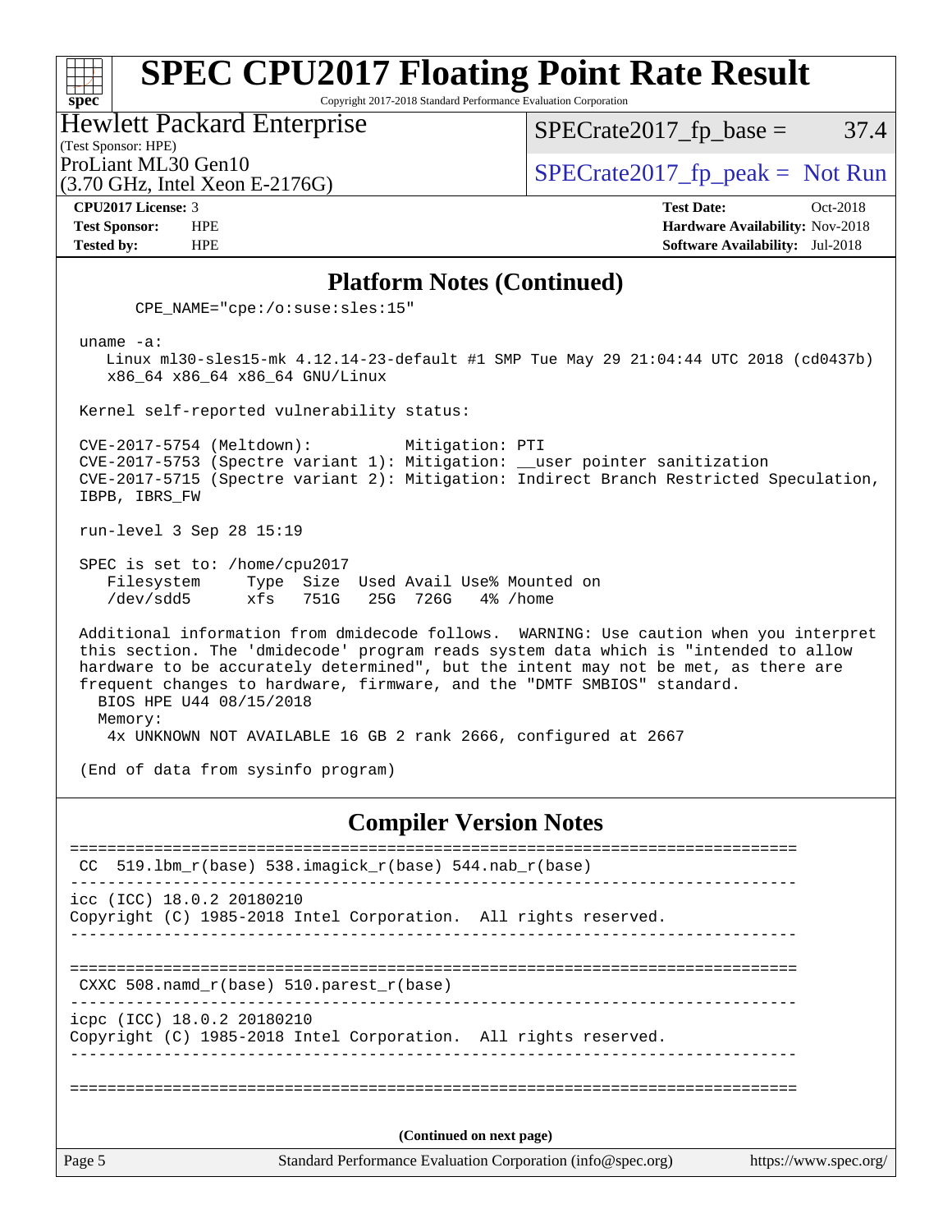## Platform Notes (Continued)

```
      CPE_NAME="cpe:/o:suse:sles:15"

 uname -a:
    Linux ml30-sles15-mk 4.12.14-23-default #1 SMP Tue May 29 21:04:44 UTC 2018 (cd0437b)
    x86_64 x86_64 x86_64 GNU/Linux

 Kernel self-reported vulnerability status:

 CVE-2017-5754 (Meltdown):          Mitigation: PTI
 CVE-2017-5753 (Spectre variant 1): Mitigation: __user pointer sanitization
 CVE-2017-5715 (Spectre variant 2): Mitigation: Indirect Branch Restricted Speculation,
 IBPB, IBRS_FW

 run-level 3 Sep 28 15:19

 SPEC is set to: /home/cpu2017
    Filesystem     Type  Size  Used Avail Use% Mounted on
    /dev/sdd5      xfs   751G   25G  726G   4% /home

 Additional information from dmidecode follows.  WARNING: Use caution when you interpret
 this section. The 'dmidecode' program reads system data which is "intended to allow
 hardware to be accurately determined", but the intent may not be met, as there are
 frequent changes to hardware, firmware, and the "DMTF SMBIOS" standard.
   BIOS HPE U44 08/15/2018
   Memory:
    4x UNKNOWN NOT AVAILABLE 16 GB 2 rank 2666, configured at 2667

 (End of data from sysinfo program)
```

## Compiler Version Notes

```
==============================================================================
 CC  519.lbm_r(base) 538.imagick_r(base) 544.nab_r(base)
------------------------------------------------------------------------------
icc (ICC) 18.0.2 20180210
Copyright (C) 1985-2018 Intel Corporation.  All rights reserved.
------------------------------------------------------------------------------

==============================================================================
 CXXC 508.namd_r(base) 510.parest_r(base)
------------------------------------------------------------------------------
icpc (ICC) 18.0.2 20180210
Copyright (C) 1985-2018 Intel Corporation.  All rights reserved.
------------------------------------------------------------------------------

==============================================================================
```

**(Continued on next page)**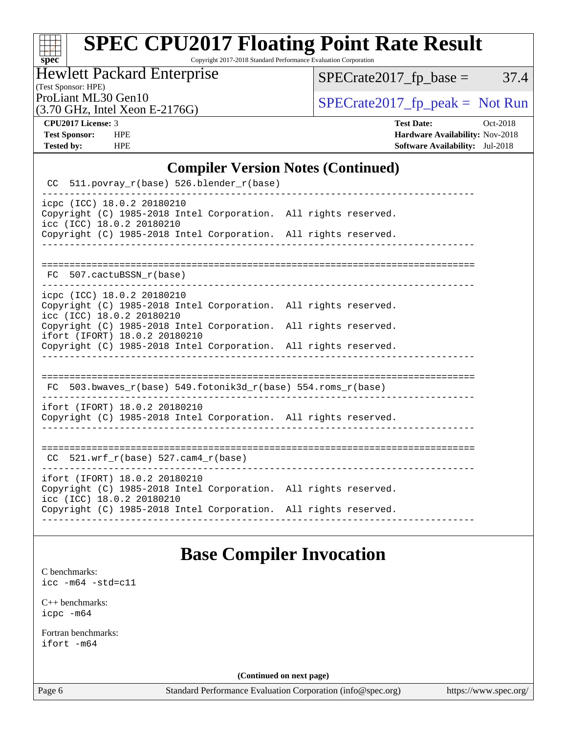## Compiler Version Notes (Continued)

```
 CC  511.povray_r(base) 526.blender_r(base)
------------------------------------------------------------------------------
icpc (ICC) 18.0.2 20180210
Copyright (C) 1985-2018 Intel Corporation.  All rights reserved.
icc (ICC) 18.0.2 20180210
Copyright (C) 1985-2018 Intel Corporation.  All rights reserved.
------------------------------------------------------------------------------

==============================================================================
 FC  507.cactuBSSN_r(base)
------------------------------------------------------------------------------
icpc (ICC) 18.0.2 20180210
Copyright (C) 1985-2018 Intel Corporation.  All rights reserved.
icc (ICC) 18.0.2 20180210
Copyright (C) 1985-2018 Intel Corporation.  All rights reserved.
ifort (IFORT) 18.0.2 20180210
Copyright (C) 1985-2018 Intel Corporation.  All rights reserved.
------------------------------------------------------------------------------

==============================================================================
 FC  503.bwaves_r(base) 549.fotonik3d_r(base) 554.roms_r(base)
------------------------------------------------------------------------------
ifort (IFORT) 18.0.2 20180210
Copyright (C) 1985-2018 Intel Corporation.  All rights reserved.
------------------------------------------------------------------------------

==============================================================================
 CC  521.wrf_r(base) 527.cam4_r(base)
------------------------------------------------------------------------------
ifort (IFORT) 18.0.2 20180210
Copyright (C) 1985-2018 Intel Corporation.  All rights reserved.
icc (ICC) 18.0.2 20180210
Copyright (C) 1985-2018 Intel Corporation.  All rights reserved.
------------------------------------------------------------------------------
```

## Base Compiler Invocation

C benchmarks:
`icc -m64 -std=c11`

C++ benchmarks:
`icpc -m64`

Fortran benchmarks:
`ifort -m64`

**(Continued on next page)**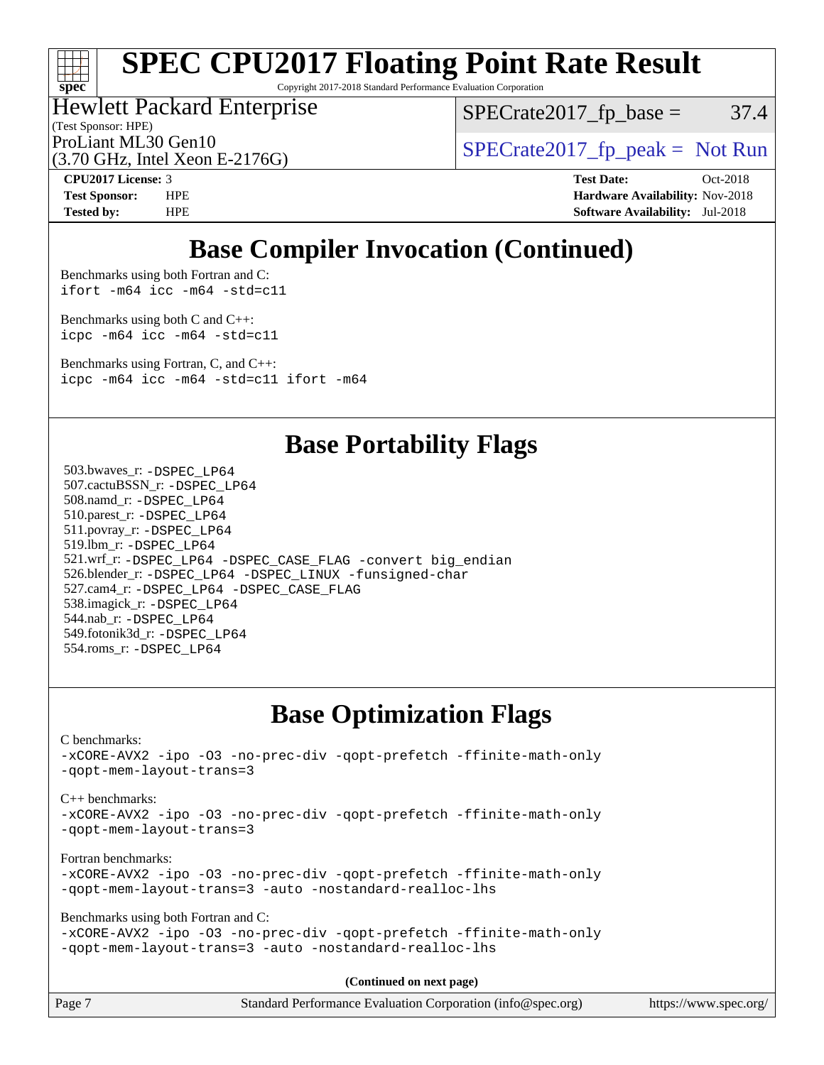# Base Compiler Invocation (Continued)

Benchmarks using both Fortran and C:
```
ifort -m64 icc -m64 -std=c11
```

Benchmarks using both C and C++:
```
icpc -m64 icc -m64 -std=c11
```

Benchmarks using Fortran, C, and C++:
```
icpc -m64 icc -m64 -std=c11 ifort -m64
```

# Base Portability Flags

503.bwaves_r: `-DSPEC_LP64`
507.cactuBSSN_r: `-DSPEC_LP64`
508.namd_r: `-DSPEC_LP64`
510.parest_r: `-DSPEC_LP64`
511.povray_r: `-DSPEC_LP64`
519.lbm_r: `-DSPEC_LP64`
521.wrf_r: `-DSPEC_LP64 -DSPEC_CASE_FLAG -convert big_endian`
526.blender_r: `-DSPEC_LP64 -DSPEC_LINUX -funsigned-char`
527.cam4_r: `-DSPEC_LP64 -DSPEC_CASE_FLAG`
538.imagick_r: `-DSPEC_LP64`
544.nab_r: `-DSPEC_LP64`
549.fotonik3d_r: `-DSPEC_LP64`
554.roms_r: `-DSPEC_LP64`

# Base Optimization Flags

C benchmarks:
```
-xCORE-AVX2 -ipo -O3 -no-prec-div -qopt-prefetch -ffinite-math-only
-qopt-mem-layout-trans=3
```

C++ benchmarks:
```
-xCORE-AVX2 -ipo -O3 -no-prec-div -qopt-prefetch -ffinite-math-only
-qopt-mem-layout-trans=3
```

Fortran benchmarks:
```
-xCORE-AVX2 -ipo -O3 -no-prec-div -qopt-prefetch -ffinite-math-only
-qopt-mem-layout-trans=3 -auto -nostandard-realloc-lhs
```

Benchmarks using both Fortran and C:
```
-xCORE-AVX2 -ipo -O3 -no-prec-div -qopt-prefetch -ffinite-math-only
-qopt-mem-layout-trans=3 -auto -nostandard-realloc-lhs
```

**(Continued on next page)**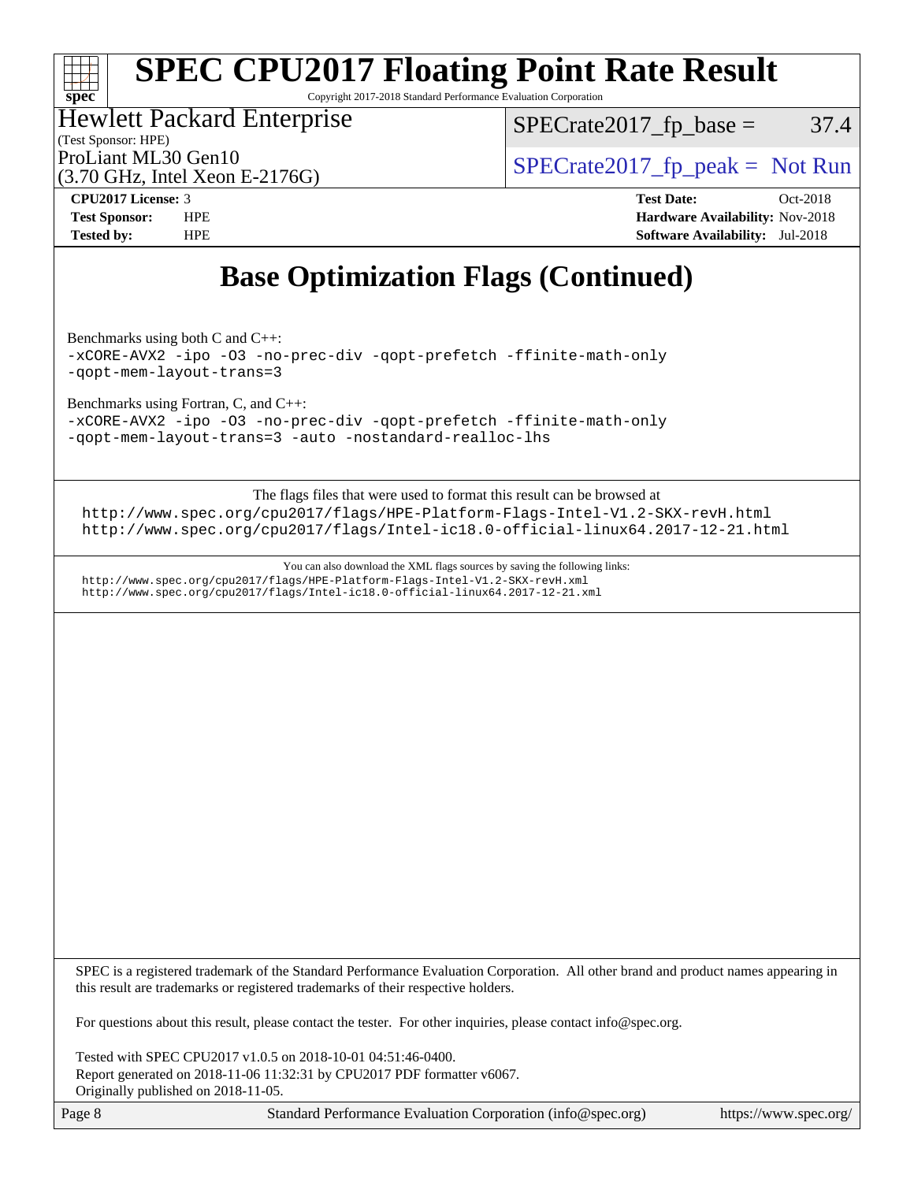# SPEC CPU2017 Floating Point Rate Result

Copyright 2017-2018 Standard Performance Evaluation Corporation

Hewlett Packard Enterprise
(Test Sponsor: HPE)
ProLiant ML30 Gen10
(3.70 GHz, Intel Xeon E-2176G)

SPECrate2017_fp_base = 37.4

SPECrate2017_fp_peak = Not Run

**CPU2017 License:** 3
**Test Sponsor:** HPE
**Tested by:** HPE

**Test Date:** Oct-2018
**Hardware Availability:** Nov-2018
**Software Availability:** Jul-2018

## Base Optimization Flags (Continued)

Benchmarks using both C and C++:
```
-xCORE-AVX2 -ipo -O3 -no-prec-div -qopt-prefetch -ffinite-math-only
-qopt-mem-layout-trans=3
```

Benchmarks using Fortran, C, and C++:
```
-xCORE-AVX2 -ipo -O3 -no-prec-div -qopt-prefetch -ffinite-math-only
-qopt-mem-layout-trans=3 -auto -nostandard-realloc-lhs
```

The flags files that were used to format this result can be browsed at
http://www.spec.org/cpu2017/flags/HPE-Platform-Flags-Intel-V1.2-SKX-revH.html
http://www.spec.org/cpu2017/flags/Intel-ic18.0-official-linux64.2017-12-21.html

You can also download the XML flags sources by saving the following links:
http://www.spec.org/cpu2017/flags/HPE-Platform-Flags-Intel-V1.2-SKX-revH.xml
http://www.spec.org/cpu2017/flags/Intel-ic18.0-official-linux64.2017-12-21.xml

SPEC is a registered trademark of the Standard Performance Evaluation Corporation. All other brand and product names appearing in this result are trademarks or registered trademarks of their respective holders.

For questions about this result, please contact the tester. For other inquiries, please contact info@spec.org.

Tested with SPEC CPU2017 v1.0.5 on 2018-10-01 04:51:46-0400.
Report generated on 2018-11-06 11:32:31 by CPU2017 PDF formatter v6067.
Originally published on 2018-11-05.